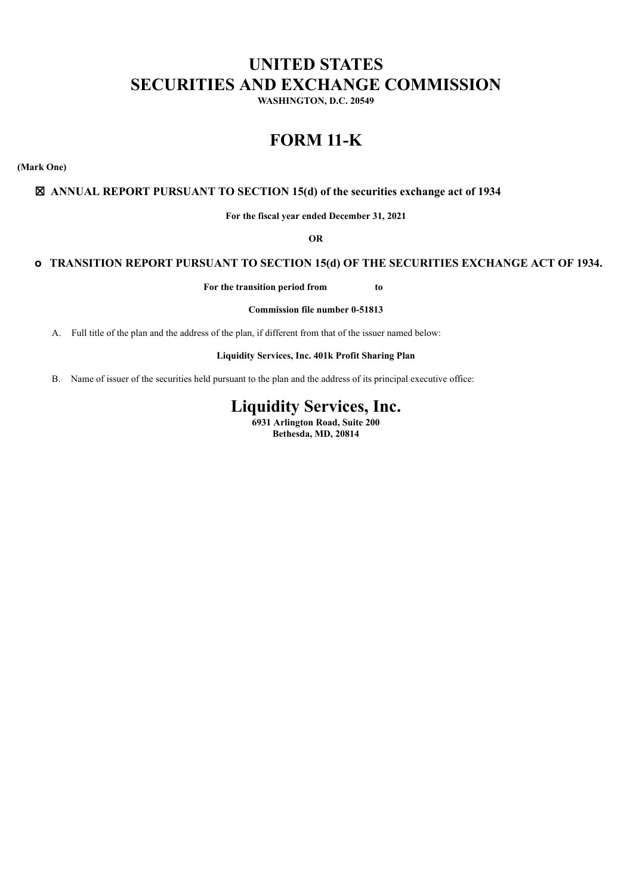# UNITED STATES
# SECURITIES AND EXCHANGE COMMISSION

**WASHINGTON, D.C. 20549**

# FORM 11-K

**(Mark One)**

☒ **ANNUAL REPORT PURSUANT TO SECTION 15(d) of the securities exchange act of 1934**

**For the fiscal year ended December 31, 2021**

**OR**

o **TRANSITION REPORT PURSUANT TO SECTION 15(d) OF THE SECURITIES EXCHANGE ACT OF 1934.**

**For the transition period from to**

**Commission file number 0-51813**

A. Full title of the plan and the address of the plan, if different from that of the issuer named below:

**Liquidity Services, Inc. 401k Profit Sharing Plan**

B. Name of issuer of the securities held pursuant to the plan and the address of its principal executive office:

## Liquidity Services, Inc.

**6931 Arlington Road, Suite 200**
**Bethesda, MD, 20814**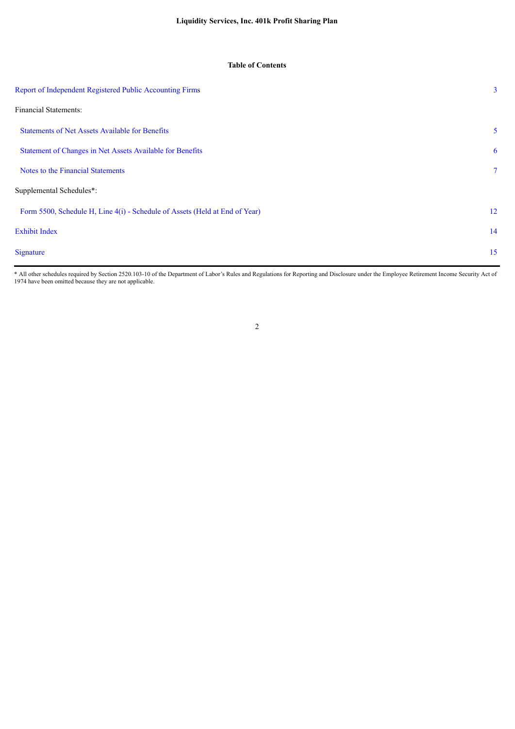**Liquidity Services, Inc. 401k Profit Sharing Plan**

**Table of Contents**

| | |
|---|---|
| Report of Independent Registered Public Accounting Firms | 3 |
| Financial Statements: | |
| Statements of Net Assets Available for Benefits | 5 |
| Statement of Changes in Net Assets Available for Benefits | 6 |
| Notes to the Financial Statements | 7 |
| Supplemental Schedules*: | |
| Form 5500, Schedule H, Line 4(i) - Schedule of Assets (Held at End of Year) | 12 |
| Exhibit Index | 14 |
| Signature | 15 |

* All other schedules required by Section 2520.103-10 of the Department of Labor's Rules and Regulations for Reporting and Disclosure under the Employee Retirement Income Security Act of 1974 have been omitted because they are not applicable.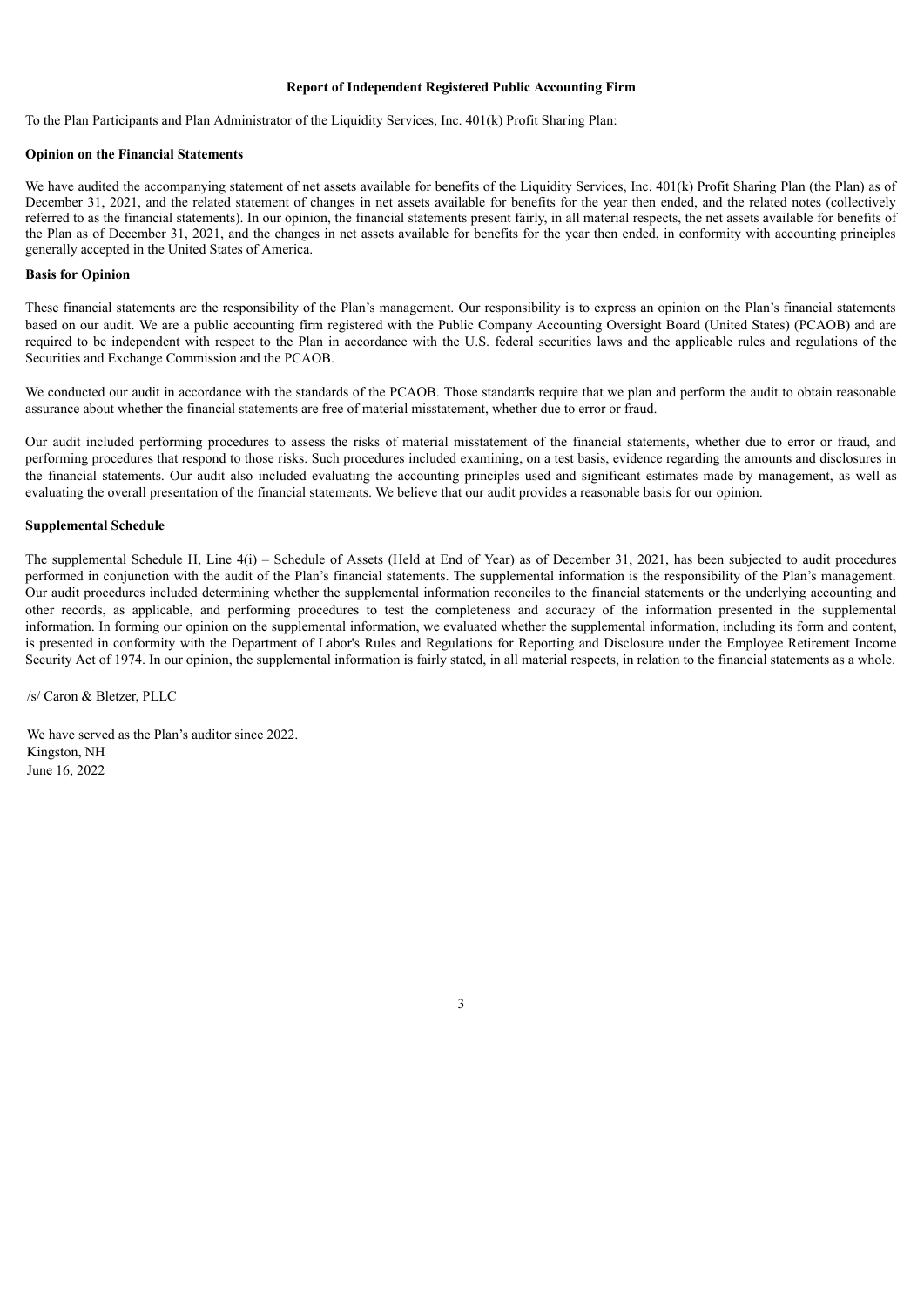# Report of Independent Registered Public Accounting Firm

To the Plan Participants and Plan Administrator of the Liquidity Services, Inc. 401(k) Profit Sharing Plan:

**Opinion on the Financial Statements**

We have audited the accompanying statement of net assets available for benefits of the Liquidity Services, Inc. 401(k) Profit Sharing Plan (the Plan) as of December 31, 2021, and the related statement of changes in net assets available for benefits for the year then ended, and the related notes (collectively referred to as the financial statements). In our opinion, the financial statements present fairly, in all material respects, the net assets available for benefits of the Plan as of December 31, 2021, and the changes in net assets available for benefits for the year then ended, in conformity with accounting principles generally accepted in the United States of America.

**Basis for Opinion**

These financial statements are the responsibility of the Plan's management. Our responsibility is to express an opinion on the Plan's financial statements based on our audit. We are a public accounting firm registered with the Public Company Accounting Oversight Board (United States) (PCAOB) and are required to be independent with respect to the Plan in accordance with the U.S. federal securities laws and the applicable rules and regulations of the Securities and Exchange Commission and the PCAOB.

We conducted our audit in accordance with the standards of the PCAOB. Those standards require that we plan and perform the audit to obtain reasonable assurance about whether the financial statements are free of material misstatement, whether due to error or fraud.

Our audit included performing procedures to assess the risks of material misstatement of the financial statements, whether due to error or fraud, and performing procedures that respond to those risks. Such procedures included examining, on a test basis, evidence regarding the amounts and disclosures in the financial statements. Our audit also included evaluating the accounting principles used and significant estimates made by management, as well as evaluating the overall presentation of the financial statements. We believe that our audit provides a reasonable basis for our opinion.

**Supplemental Schedule**

The supplemental Schedule H, Line 4(i) – Schedule of Assets (Held at End of Year) as of December 31, 2021, has been subjected to audit procedures performed in conjunction with the audit of the Plan's financial statements. The supplemental information is the responsibility of the Plan's management. Our audit procedures included determining whether the supplemental information reconciles to the financial statements or the underlying accounting and other records, as applicable, and performing procedures to test the completeness and accuracy of the information presented in the supplemental information. In forming our opinion on the supplemental information, we evaluated whether the supplemental information, including its form and content, is presented in conformity with the Department of Labor's Rules and Regulations for Reporting and Disclosure under the Employee Retirement Income Security Act of 1974. In our opinion, the supplemental information is fairly stated, in all material respects, in relation to the financial statements as a whole.

/s/ Caron & Bletzer, PLLC

We have served as the Plan's auditor since 2022.
Kingston, NH
June 16, 2022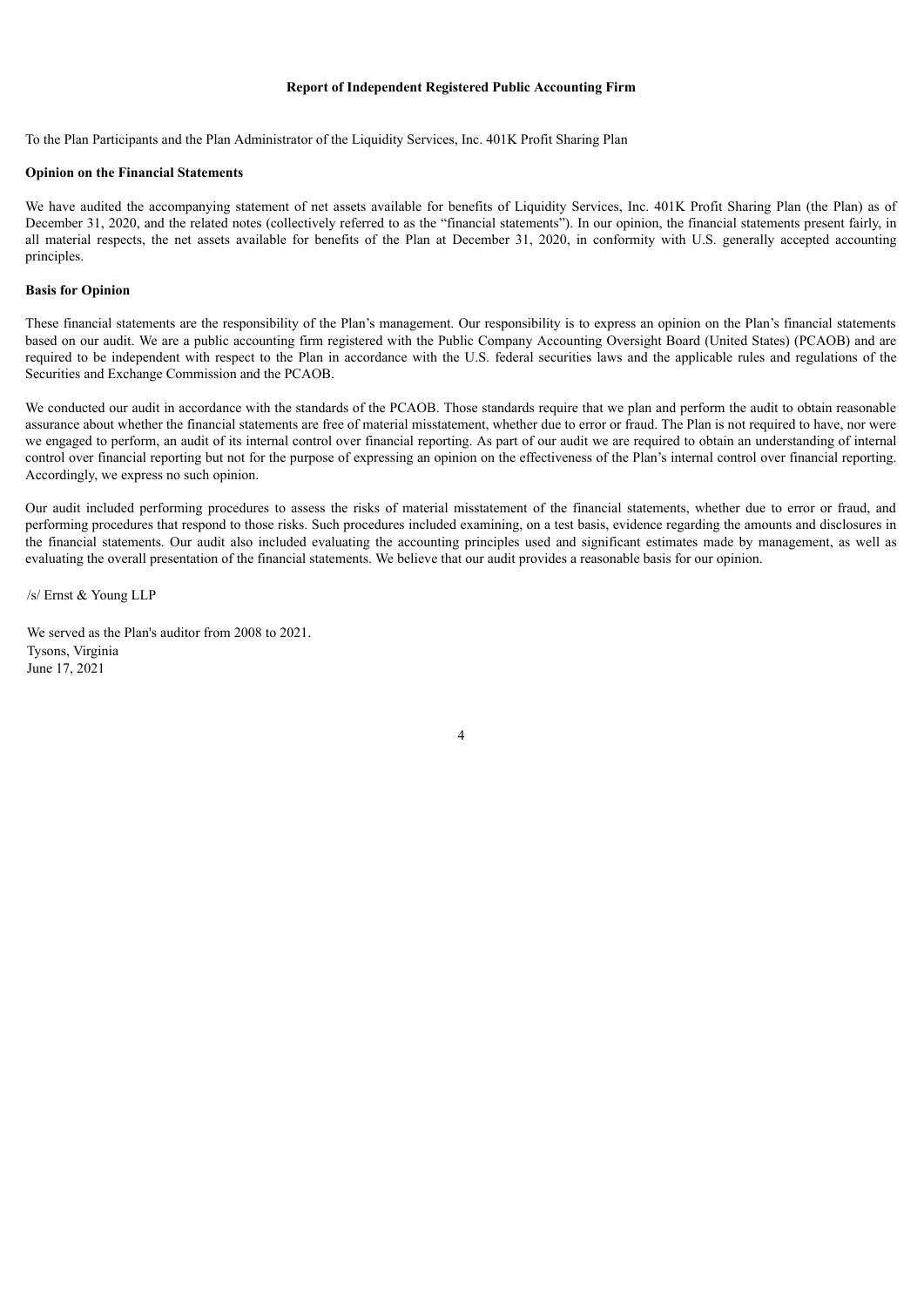# Report of Independent Registered Public Accounting Firm

To the Plan Participants and the Plan Administrator of the Liquidity Services, Inc. 401K Profit Sharing Plan

**Opinion on the Financial Statements**

We have audited the accompanying statement of net assets available for benefits of Liquidity Services, Inc. 401K Profit Sharing Plan (the Plan) as of December 31, 2020, and the related notes (collectively referred to as the "financial statements"). In our opinion, the financial statements present fairly, in all material respects, the net assets available for benefits of the Plan at December 31, 2020, in conformity with U.S. generally accepted accounting principles.

**Basis for Opinion**

These financial statements are the responsibility of the Plan's management. Our responsibility is to express an opinion on the Plan's financial statements based on our audit. We are a public accounting firm registered with the Public Company Accounting Oversight Board (United States) (PCAOB) and are required to be independent with respect to the Plan in accordance with the U.S. federal securities laws and the applicable rules and regulations of the Securities and Exchange Commission and the PCAOB.

We conducted our audit in accordance with the standards of the PCAOB. Those standards require that we plan and perform the audit to obtain reasonable assurance about whether the financial statements are free of material misstatement, whether due to error or fraud. The Plan is not required to have, nor were we engaged to perform, an audit of its internal control over financial reporting. As part of our audit we are required to obtain an understanding of internal control over financial reporting but not for the purpose of expressing an opinion on the effectiveness of the Plan's internal control over financial reporting. Accordingly, we express no such opinion.

Our audit included performing procedures to assess the risks of material misstatement of the financial statements, whether due to error or fraud, and performing procedures that respond to those risks. Such procedures included examining, on a test basis, evidence regarding the amounts and disclosures in the financial statements. Our audit also included evaluating the accounting principles used and significant estimates made by management, as well as evaluating the overall presentation of the financial statements. We believe that our audit provides a reasonable basis for our opinion.

/s/ Ernst & Young LLP

We served as the Plan's auditor from 2008 to 2021.
Tysons, Virginia
June 17, 2021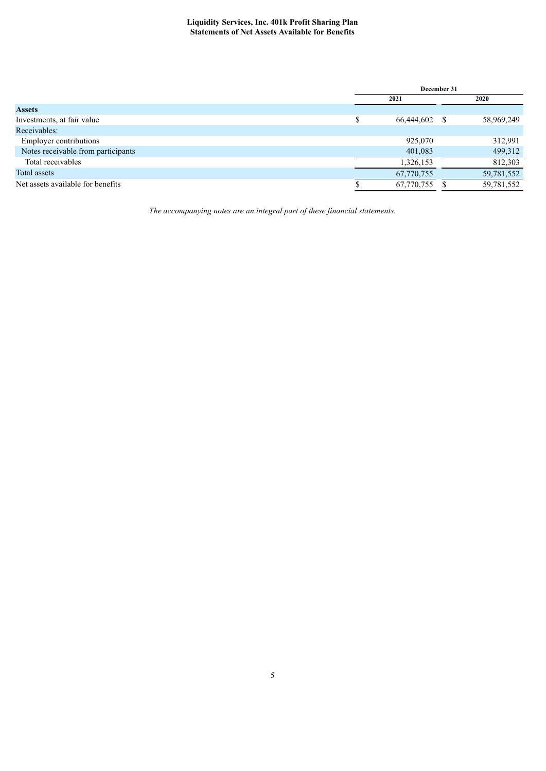**Liquidity Services, Inc. 401k Profit Sharing Plan**
**Statements of Net Assets Available for Benefits**

| | December 31 | |
|---|---|---|
| | 2021 | 2020 |
| **Assets** | | |
| Investments, at fair value | $ 66,444,602 | $ 58,969,249 |
| Receivables: | | |
| Employer contributions | 925,070 | 312,991 |
| Notes receivable from participants | 401,083 | 499,312 |
| Total receivables | 1,326,153 | 812,303 |
| Total assets | 67,770,755 | 59,781,552 |
| Net assets available for benefits | $ 67,770,755 | $ 59,781,552 |

*The accompanying notes are an integral part of these financial statements.*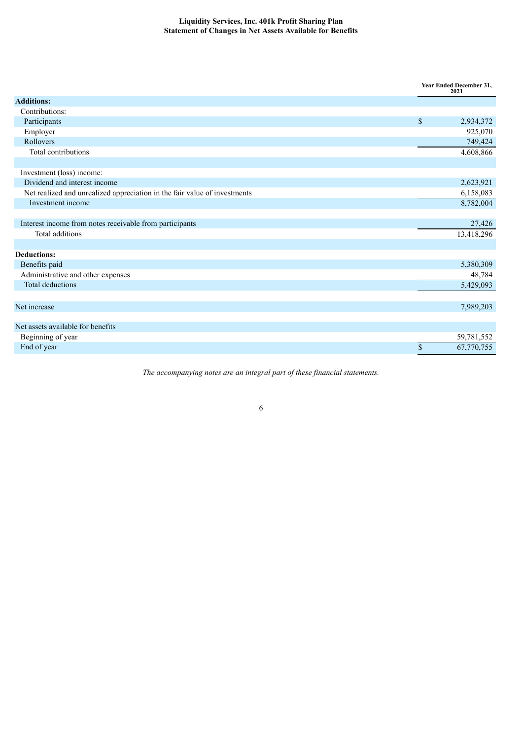**Liquidity Services, Inc. 401k Profit Sharing Plan**
**Statement of Changes in Net Assets Available for Benefits**

| | Year Ended December 31, 2021 |
|---|---|
| **Additions:** | |
| Contributions: | |
| Participants | $ 2,934,372 |
| Employer | 925,070 |
| Rollovers | 749,424 |
| Total contributions | 4,608,866 |
| | |
| Investment (loss) income: | |
| Dividend and interest income | 2,623,921 |
| Net realized and unrealized appreciation in the fair value of investments | 6,158,083 |
| Investment income | 8,782,004 |
| | |
| Interest income from notes receivable from participants | 27,426 |
| Total additions | 13,418,296 |
| | |
| **Deductions:** | |
| Benefits paid | 5,380,309 |
| Administrative and other expenses | 48,784 |
| Total deductions | 5,429,093 |
| | |
| Net increase | 7,989,203 |
| | |
| Net assets available for benefits | |
| Beginning of year | 59,781,552 |
| End of year | $ 67,770,755 |

*The accompanying notes are an integral part of these financial statements.*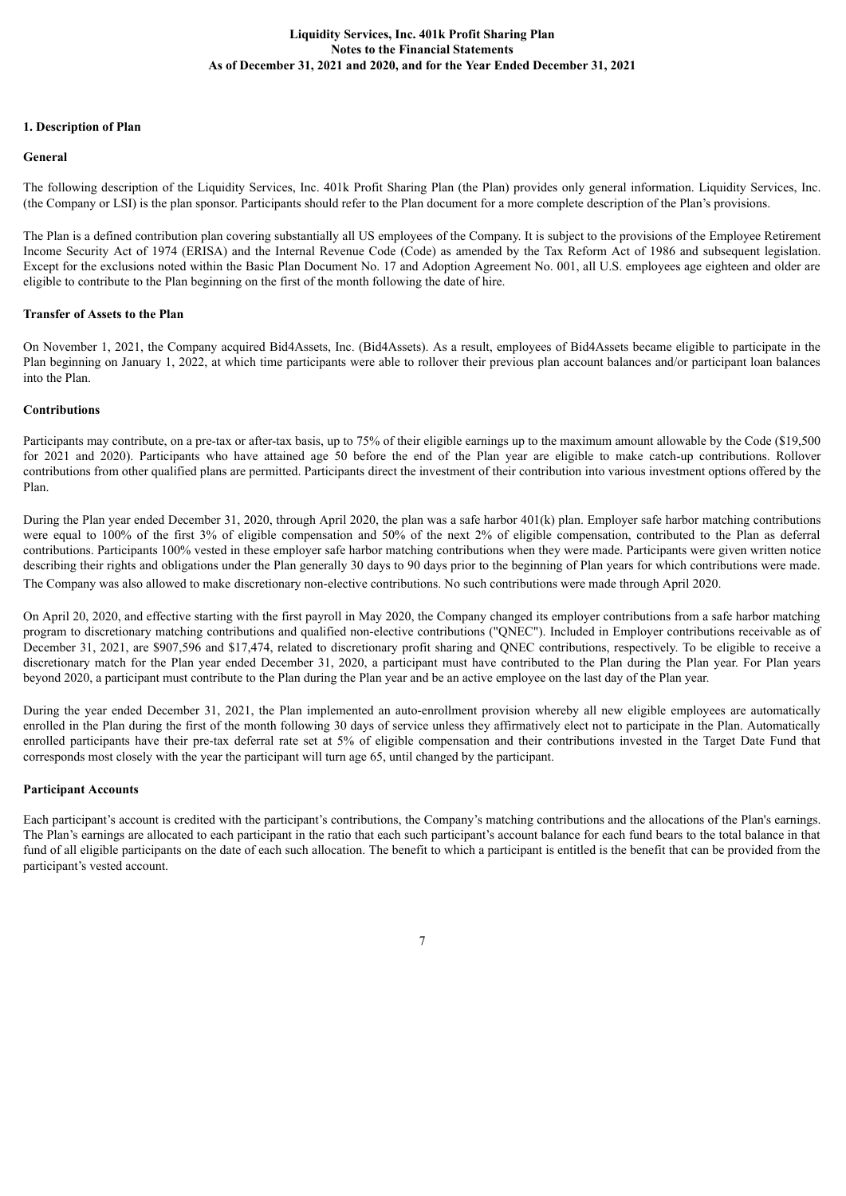## 1. Description of Plan

### General

The following description of the Liquidity Services, Inc. 401k Profit Sharing Plan (the Plan) provides only general information. Liquidity Services, Inc. (the Company or LSI) is the plan sponsor. Participants should refer to the Plan document for a more complete description of the Plan's provisions.

The Plan is a defined contribution plan covering substantially all US employees of the Company. It is subject to the provisions of the Employee Retirement Income Security Act of 1974 (ERISA) and the Internal Revenue Code (Code) as amended by the Tax Reform Act of 1986 and subsequent legislation. Except for the exclusions noted within the Basic Plan Document No. 17 and Adoption Agreement No. 001, all U.S. employees age eighteen and older are eligible to contribute to the Plan beginning on the first of the month following the date of hire.

### Transfer of Assets to the Plan

On November 1, 2021, the Company acquired Bid4Assets, Inc. (Bid4Assets). As a result, employees of Bid4Assets became eligible to participate in the Plan beginning on January 1, 2022, at which time participants were able to rollover their previous plan account balances and/or participant loan balances into the Plan.

### Contributions

Participants may contribute, on a pre-tax or after-tax basis, up to 75% of their eligible earnings up to the maximum amount allowable by the Code ($19,500 for 2021 and 2020). Participants who have attained age 50 before the end of the Plan year are eligible to make catch-up contributions. Rollover contributions from other qualified plans are permitted. Participants direct the investment of their contribution into various investment options offered by the Plan.

During the Plan year ended December 31, 2020, through April 2020, the plan was a safe harbor 401(k) plan. Employer safe harbor matching contributions were equal to 100% of the first 3% of eligible compensation and 50% of the next 2% of eligible compensation, contributed to the Plan as deferral contributions. Participants 100% vested in these employer safe harbor matching contributions when they were made. Participants were given written notice describing their rights and obligations under the Plan generally 30 days to 90 days prior to the beginning of Plan years for which contributions were made. The Company was also allowed to make discretionary non-elective contributions. No such contributions were made through April 2020.

On April 20, 2020, and effective starting with the first payroll in May 2020, the Company changed its employer contributions from a safe harbor matching program to discretionary matching contributions and qualified non-elective contributions ("QNEC"). Included in Employer contributions receivable as of December 31, 2021, are $907,596 and $17,474, related to discretionary profit sharing and QNEC contributions, respectively. To be eligible to receive a discretionary match for the Plan year ended December 31, 2020, a participant must have contributed to the Plan during the Plan year. For Plan years beyond 2020, a participant must contribute to the Plan during the Plan year and be an active employee on the last day of the Plan year.

During the year ended December 31, 2021, the Plan implemented an auto-enrollment provision whereby all new eligible employees are automatically enrolled in the Plan during the first of the month following 30 days of service unless they affirmatively elect not to participate in the Plan. Automatically enrolled participants have their pre-tax deferral rate set at 5% of eligible compensation and their contributions invested in the Target Date Fund that corresponds most closely with the year the participant will turn age 65, until changed by the participant.

### Participant Accounts

Each participant's account is credited with the participant's contributions, the Company's matching contributions and the allocations of the Plan's earnings. The Plan's earnings are allocated to each participant in the ratio that each such participant's account balance for each fund bears to the total balance in that fund of all eligible participants on the date of each such allocation. The benefit to which a participant is entitled is the benefit that can be provided from the participant's vested account.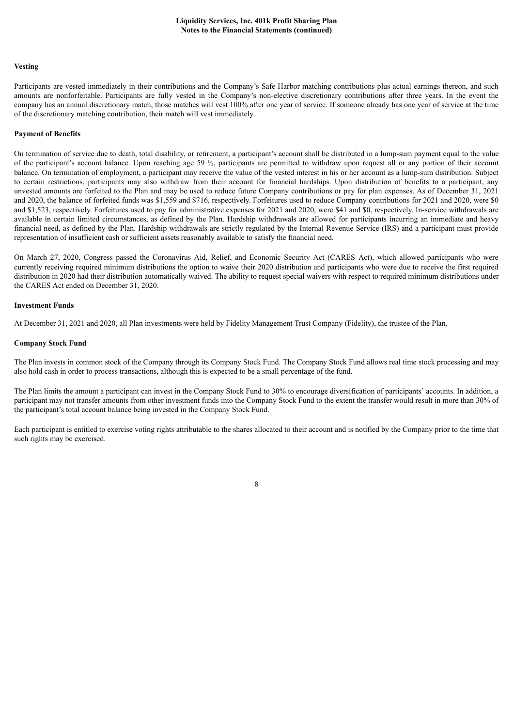### Vesting

Participants are vested immediately in their contributions and the Company's Safe Harbor matching contributions plus actual earnings thereon, and such amounts are nonforfeitable. Participants are fully vested in the Company's non-elective discretionary contributions after three years. In the event the company has an annual discretionary match, those matches will vest 100% after one year of service. If someone already has one year of service at the time of the discretionary matching contribution, their match will vest immediately.

### Payment of Benefits

On termination of service due to death, total disability, or retirement, a participant's account shall be distributed in a lump-sum payment equal to the value of the participant's account balance. Upon reaching age 59 ½, participants are permitted to withdraw upon request all or any portion of their account balance. On termination of employment, a participant may receive the value of the vested interest in his or her account as a lump-sum distribution. Subject to certain restrictions, participants may also withdraw from their account for financial hardships. Upon distribution of benefits to a participant, any unvested amounts are forfeited to the Plan and may be used to reduce future Company contributions or pay for plan expenses. As of December 31, 2021 and 2020, the balance of forfeited funds was $1,559 and $716, respectively. Forfeitures used to reduce Company contributions for 2021 and 2020, were $0 and $1,523, respectively. Forfeitures used to pay for administrative expenses for 2021 and 2020, were $41 and $0, respectively. In-service withdrawals are available in certain limited circumstances, as defined by the Plan. Hardship withdrawals are allowed for participants incurring an immediate and heavy financial need, as defined by the Plan. Hardship withdrawals are strictly regulated by the Internal Revenue Service (IRS) and a participant must provide representation of insufficient cash or sufficient assets reasonably available to satisfy the financial need.

On March 27, 2020, Congress passed the Coronavirus Aid, Relief, and Economic Security Act (CARES Act), which allowed participants who were currently receiving required minimum distributions the option to waive their 2020 distribution and participants who were due to receive the first required distribution in 2020 had their distribution automatically waived. The ability to request special waivers with respect to required minimum distributions under the CARES Act ended on December 31, 2020.

### Investment Funds

At December 31, 2021 and 2020, all Plan investments were held by Fidelity Management Trust Company (Fidelity), the trustee of the Plan.

### Company Stock Fund

The Plan invests in common stock of the Company through its Company Stock Fund. The Company Stock Fund allows real time stock processing and may also hold cash in order to process transactions, although this is expected to be a small percentage of the fund.

The Plan limits the amount a participant can invest in the Company Stock Fund to 30% to encourage diversification of participants' accounts. In addition, a participant may not transfer amounts from other investment funds into the Company Stock Fund to the extent the transfer would result in more than 30% of the participant's total account balance being invested in the Company Stock Fund.

Each participant is entitled to exercise voting rights attributable to the shares allocated to their account and is notified by the Company prior to the time that such rights may be exercised.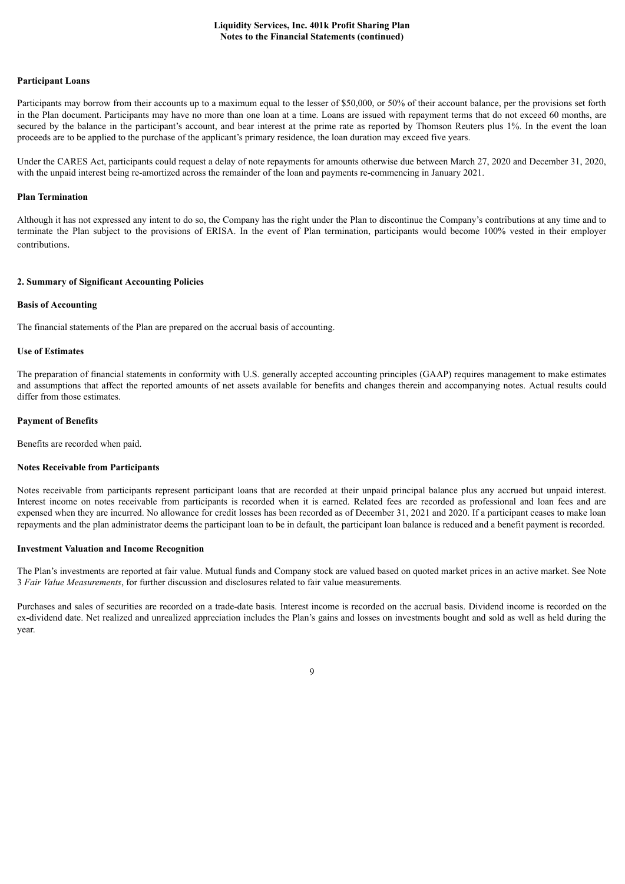### Participant Loans

Participants may borrow from their accounts up to a maximum equal to the lesser of $50,000, or 50% of their account balance, per the provisions set forth in the Plan document. Participants may have no more than one loan at a time. Loans are issued with repayment terms that do not exceed 60 months, are secured by the balance in the participant's account, and bear interest at the prime rate as reported by Thomson Reuters plus 1%. In the event the loan proceeds are to be applied to the purchase of the applicant's primary residence, the loan duration may exceed five years.

Under the CARES Act, participants could request a delay of note repayments for amounts otherwise due between March 27, 2020 and December 31, 2020, with the unpaid interest being re-amortized across the remainder of the loan and payments re-commencing in January 2021.

### Plan Termination

Although it has not expressed any intent to do so, the Company has the right under the Plan to discontinue the Company's contributions at any time and to terminate the Plan subject to the provisions of ERISA. In the event of Plan termination, participants would become 100% vested in their employer contributions.

## 2. Summary of Significant Accounting Policies

### Basis of Accounting

The financial statements of the Plan are prepared on the accrual basis of accounting.

### Use of Estimates

The preparation of financial statements in conformity with U.S. generally accepted accounting principles (GAAP) requires management to make estimates and assumptions that affect the reported amounts of net assets available for benefits and changes therein and accompanying notes. Actual results could differ from those estimates.

### Payment of Benefits

Benefits are recorded when paid.

### Notes Receivable from Participants

Notes receivable from participants represent participant loans that are recorded at their unpaid principal balance plus any accrued but unpaid interest. Interest income on notes receivable from participants is recorded when it is earned. Related fees are recorded as professional and loan fees and are expensed when they are incurred. No allowance for credit losses has been recorded as of December 31, 2021 and 2020. If a participant ceases to make loan repayments and the plan administrator deems the participant loan to be in default, the participant loan balance is reduced and a benefit payment is recorded.

### Investment Valuation and Income Recognition

The Plan's investments are reported at fair value. Mutual funds and Company stock are valued based on quoted market prices in an active market. See Note 3 *Fair Value Measurements*, for further discussion and disclosures related to fair value measurements.

Purchases and sales of securities are recorded on a trade-date basis. Interest income is recorded on the accrual basis. Dividend income is recorded on the ex-dividend date. Net realized and unrealized appreciation includes the Plan's gains and losses on investments bought and sold as well as held during the year.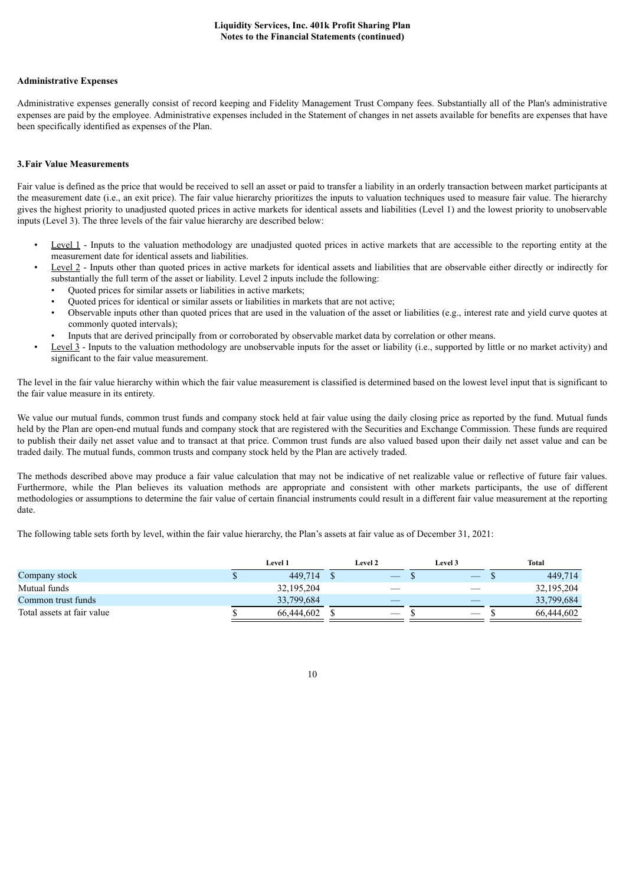### Administrative Expenses

Administrative expenses generally consist of record keeping and Fidelity Management Trust Company fees. Substantially all of the Plan's administrative expenses are paid by the employee. Administrative expenses included in the Statement of changes in net assets available for benefits are expenses that have been specifically identified as expenses of the Plan.

### 3. Fair Value Measurements

Fair value is defined as the price that would be received to sell an asset or paid to transfer a liability in an orderly transaction between market participants at the measurement date (i.e., an exit price). The fair value hierarchy prioritizes the inputs to valuation techniques used to measure fair value. The hierarchy gives the highest priority to unadjusted quoted prices in active markets for identical assets and liabilities (Level 1) and the lowest priority to unobservable inputs (Level 3). The three levels of the fair value hierarchy are described below:

- Level 1 - Inputs to the valuation methodology are unadjusted quoted prices in active markets that are accessible to the reporting entity at the measurement date for identical assets and liabilities.
- Level 2 - Inputs other than quoted prices in active markets for identical assets and liabilities that are observable either directly or indirectly for substantially the full term of the asset or liability. Level 2 inputs include the following:
  - Quoted prices for similar assets or liabilities in active markets;
  - Quoted prices for identical or similar assets or liabilities in markets that are not active;
  - Observable inputs other than quoted prices that are used in the valuation of the asset or liabilities (e.g., interest rate and yield curve quotes at commonly quoted intervals);
  - Inputs that are derived principally from or corroborated by observable market data by correlation or other means.
- Level 3 - Inputs to the valuation methodology are unobservable inputs for the asset or liability (i.e., supported by little or no market activity) and significant to the fair value measurement.

The level in the fair value hierarchy within which the fair value measurement is classified is determined based on the lowest level input that is significant to the fair value measure in its entirety.

We value our mutual funds, common trust funds and company stock held at fair value using the daily closing price as reported by the fund. Mutual funds held by the Plan are open-end mutual funds and company stock that are registered with the Securities and Exchange Commission. These funds are required to publish their daily net asset value and to transact at that price. Common trust funds are also valued based upon their daily net asset value and can be traded daily. The mutual funds, common trusts and company stock held by the Plan are actively traded.

The methods described above may produce a fair value calculation that may not be indicative of net realizable value or reflective of future fair values. Furthermore, while the Plan believes its valuation methods are appropriate and consistent with other markets participants, the use of different methodologies or assumptions to determine the fair value of certain financial instruments could result in a different fair value measurement at the reporting date.

The following table sets forth by level, within the fair value hierarchy, the Plan's assets at fair value as of December 31, 2021:

| | Level 1 | Level 2 | Level 3 | Total |
|---|---|---|---|---|
| Company stock | $ 449,714 | $ — | $ — | $ 449,714 |
| Mutual funds | 32,195,204 | — | — | 32,195,204 |
| Common trust funds | 33,799,684 | — | — | 33,799,684 |
| Total assets at fair value | $ 66,444,602 | $ — | $ — | $ 66,444,602 |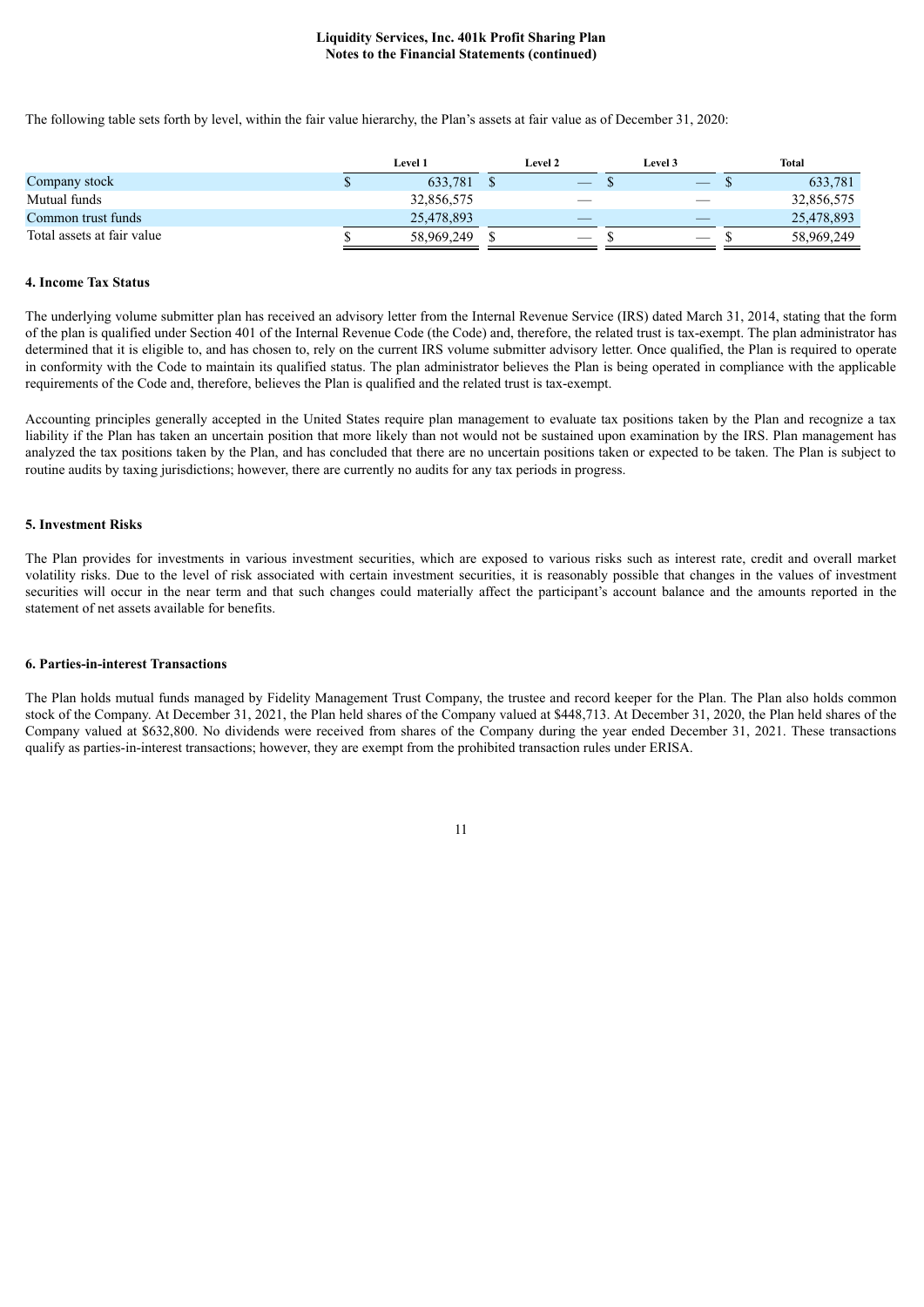The following table sets forth by level, within the fair value hierarchy, the Plan's assets at fair value as of December 31, 2020:

| | Level 1 | Level 2 | Level 3 | Total |
|---|---|---|---|---|
| Company stock | $ 633,781 | $ — | $ — | $ 633,781 |
| Mutual funds | 32,856,575 | — | — | 32,856,575 |
| Common trust funds | 25,478,893 | — | — | 25,478,893 |
| Total assets at fair value | $ 58,969,249 | $ — | $ — | $ 58,969,249 |

**4. Income Tax Status**

The underlying volume submitter plan has received an advisory letter from the Internal Revenue Service (IRS) dated March 31, 2014, stating that the form of the plan is qualified under Section 401 of the Internal Revenue Code (the Code) and, therefore, the related trust is tax-exempt. The plan administrator has determined that it is eligible to, and has chosen to, rely on the current IRS volume submitter advisory letter. Once qualified, the Plan is required to operate in conformity with the Code to maintain its qualified status. The plan administrator believes the Plan is being operated in compliance with the applicable requirements of the Code and, therefore, believes the Plan is qualified and the related trust is tax-exempt.

Accounting principles generally accepted in the United States require plan management to evaluate tax positions taken by the Plan and recognize a tax liability if the Plan has taken an uncertain position that more likely than not would not be sustained upon examination by the IRS. Plan management has analyzed the tax positions taken by the Plan, and has concluded that there are no uncertain positions taken or expected to be taken. The Plan is subject to routine audits by taxing jurisdictions; however, there are currently no audits for any tax periods in progress.

**5. Investment Risks**

The Plan provides for investments in various investment securities, which are exposed to various risks such as interest rate, credit and overall market volatility risks. Due to the level of risk associated with certain investment securities, it is reasonably possible that changes in the values of investment securities will occur in the near term and that such changes could materially affect the participant's account balance and the amounts reported in the statement of net assets available for benefits.

**6. Parties-in-interest Transactions**

The Plan holds mutual funds managed by Fidelity Management Trust Company, the trustee and record keeper for the Plan. The Plan also holds common stock of the Company. At December 31, 2021, the Plan held shares of the Company valued at $448,713. At December 31, 2020, the Plan held shares of the Company valued at $632,800. No dividends were received from shares of the Company during the year ended December 31, 2021. These transactions qualify as parties-in-interest transactions; however, they are exempt from the prohibited transaction rules under ERISA.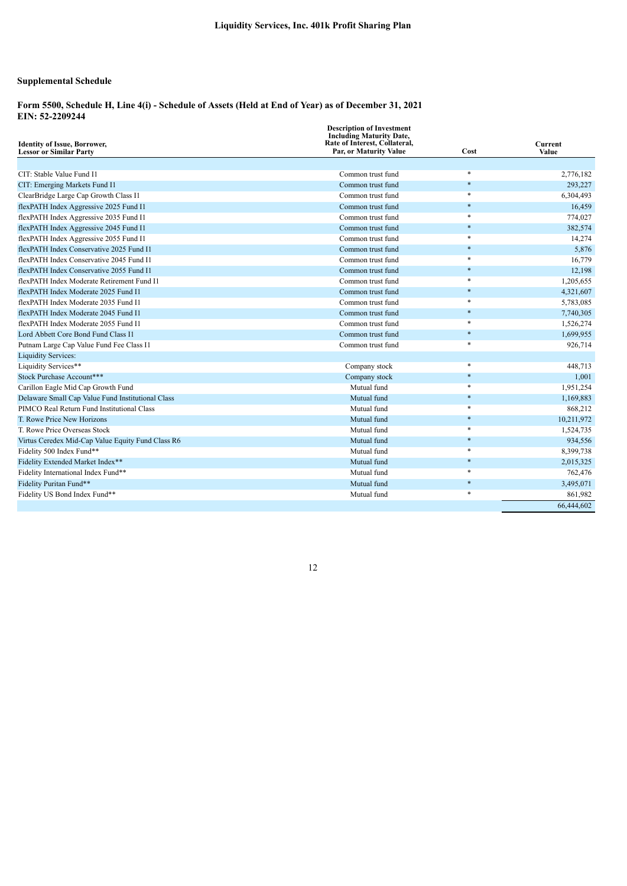## Supplemental Schedule

### Form 5500, Schedule H, Line 4(i) - Schedule of Assets (Held at End of Year) as of December 31, 2021
**EIN: 52-2209244**

| Identity of Issue, Borrower, Lessor or Similar Party | Description of Investment Including Maturity Date, Rate of Interest, Collateral, Par, or Maturity Value | Cost | Current Value |
|---|---|---|---|
| CIT: Stable Value Fund I1 | Common trust fund | * | 2,776,182 |
| CIT: Emerging Markets Fund I1 | Common trust fund | * | 293,227 |
| ClearBridge Large Cap Growth Class I1 | Common trust fund | * | 6,304,493 |
| flexPATH Index Aggressive 2025 Fund I1 | Common trust fund | * | 16,459 |
| flexPATH Index Aggressive 2035 Fund I1 | Common trust fund | * | 774,027 |
| flexPATH Index Aggressive 2045 Fund I1 | Common trust fund | * | 382,574 |
| flexPATH Index Aggressive 2055 Fund I1 | Common trust fund | * | 14,274 |
| flexPATH Index Conservative 2025 Fund I1 | Common trust fund | * | 5,876 |
| flexPATH Index Conservative 2045 Fund I1 | Common trust fund | * | 16,779 |
| flexPATH Index Conservative 2055 Fund I1 | Common trust fund | * | 12,198 |
| flexPATH Index Moderate Retirement Fund I1 | Common trust fund | * | 1,205,655 |
| flexPATH Index Moderate 2025 Fund I1 | Common trust fund | * | 4,321,607 |
| flexPATH Index Moderate 2035 Fund I1 | Common trust fund | * | 5,783,085 |
| flexPATH Index Moderate 2045 Fund I1 | Common trust fund | * | 7,740,305 |
| flexPATH Index Moderate 2055 Fund I1 | Common trust fund | * | 1,526,274 |
| Lord Abbett Core Bond Fund Class I1 | Common trust fund | * | 1,699,955 |
| Putnam Large Cap Value Fund Fee Class I1 | Common trust fund | * | 926,714 |
| Liquidity Services: | | | |
| Liquidity Services** | Company stock | * | 448,713 |
| Stock Purchase Account*** | Company stock | * | 1,001 |
| Carillon Eagle Mid Cap Growth Fund | Mutual fund | * | 1,951,254 |
| Delaware Small Cap Value Fund Institutional Class | Mutual fund | * | 1,169,883 |
| PIMCO Real Return Fund Institutional Class | Mutual fund | * | 868,212 |
| T. Rowe Price New Horizons | Mutual fund | * | 10,211,972 |
| T. Rowe Price Overseas Stock | Mutual fund | * | 1,524,735 |
| Virtus Ceredex Mid-Cap Value Equity Fund Class R6 | Mutual fund | * | 934,556 |
| Fidelity 500 Index Fund** | Mutual fund | * | 8,399,738 |
| Fidelity Extended Market Index** | Mutual fund | * | 2,015,325 |
| Fidelity International Index Fund** | Mutual fund | * | 762,476 |
| Fidelity Puritan Fund** | Mutual fund | * | 3,495,071 |
| Fidelity US Bond Index Fund** | Mutual fund | * | 861,982 |
| | | | 66,444,602 |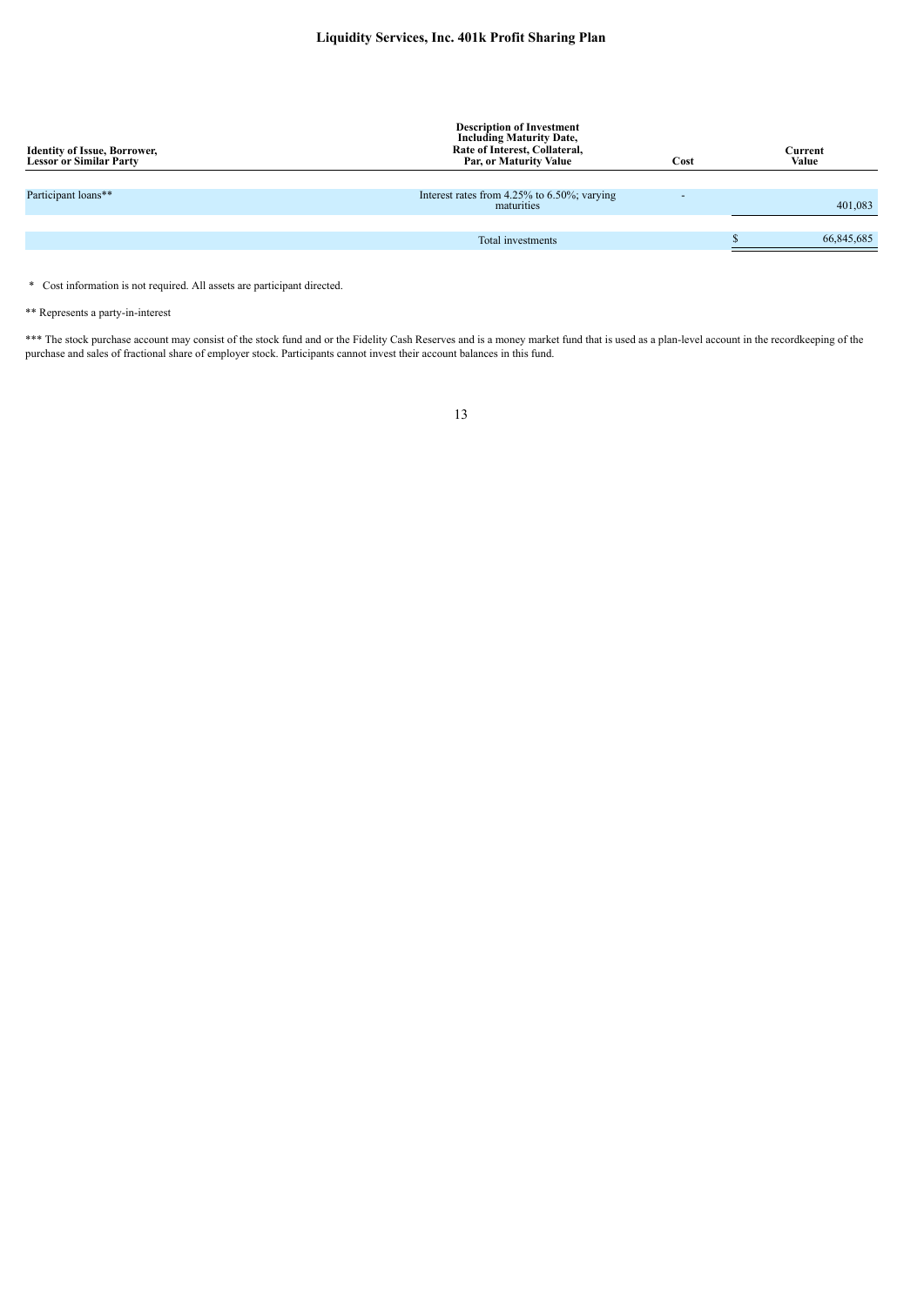# Liquidity Services, Inc. 401k Profit Sharing Plan

| Identity of Issue, Borrower, Lessor or Similar Party | Description of Investment Including Maturity Date, Rate of Interest, Collateral, Par, or Maturity Value | Cost | Current Value |
|---|---|---|---|
| Participant loans** | Interest rates from 4.25% to 6.50%; varying maturities | - | 401,083 |
| | Total investments | | $ 66,845,685 |

\* Cost information is not required. All assets are participant directed.

** Represents a party-in-interest

*** The stock purchase account may consist of the stock fund and or the Fidelity Cash Reserves and is a money market fund that is used as a plan-level account in the recordkeeping of the purchase and sales of fractional share of employer stock. Participants cannot invest their account balances in this fund.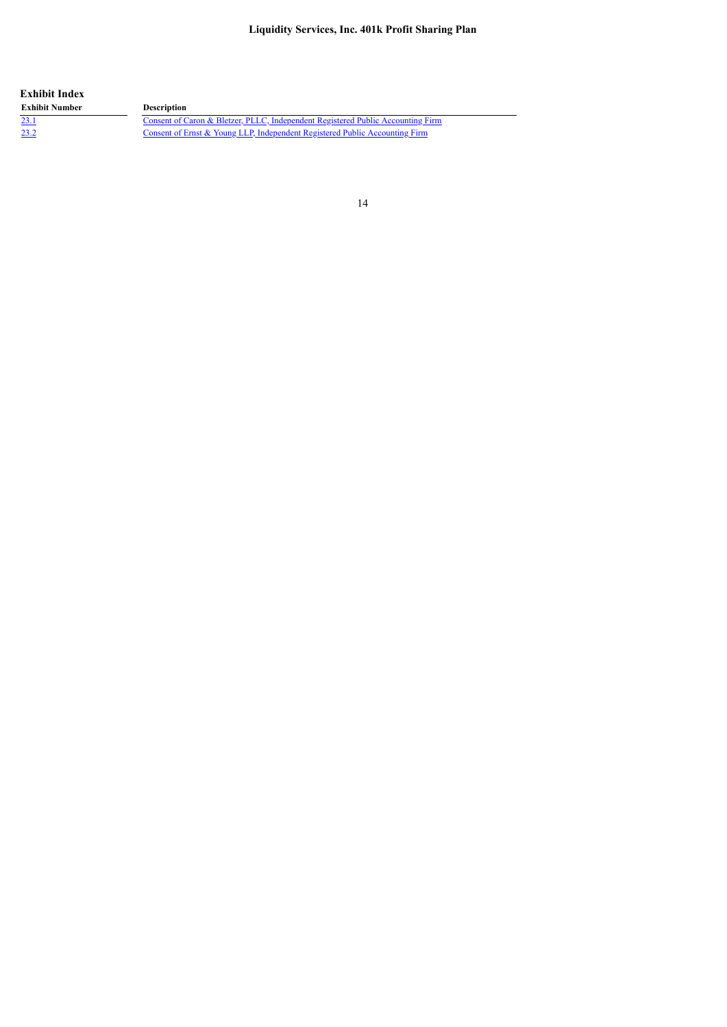# Liquidity Services, Inc. 401k Profit Sharing Plan

## Exhibit Index

| Exhibit Number | Description |
| --- | --- |
| 23.1 | Consent of Caron & Bletzer, PLLC, Independent Registered Public Accounting Firm |
| 23.2 | Consent of Ernst & Young LLP, Independent Registered Public Accounting Firm |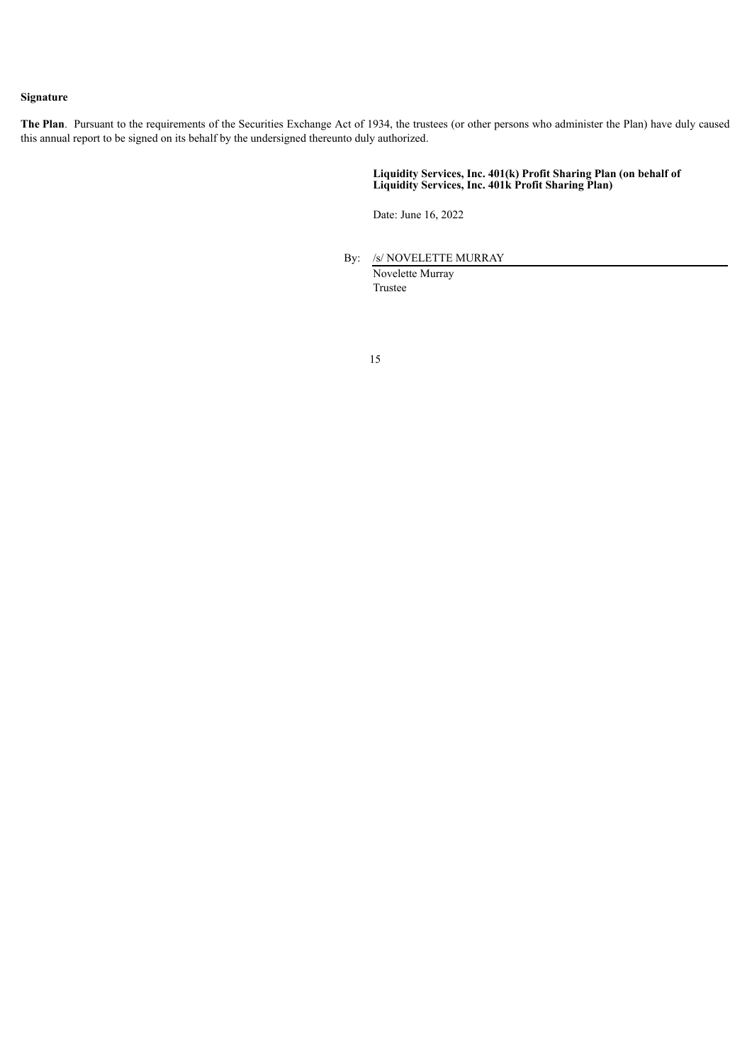**Signature**

**The Plan**. Pursuant to the requirements of the Securities Exchange Act of 1934, the trustees (or other persons who administer the Plan) have duly caused this annual report to be signed on its behalf by the undersigned thereunto duly authorized.

**Liquidity Services, Inc. 401(k) Profit Sharing Plan (on behalf of Liquidity Services, Inc. 401k Profit Sharing Plan)**

Date: June 16, 2022

By: /s/ NOVELETTE MURRAY

Novelette Murray
Trustee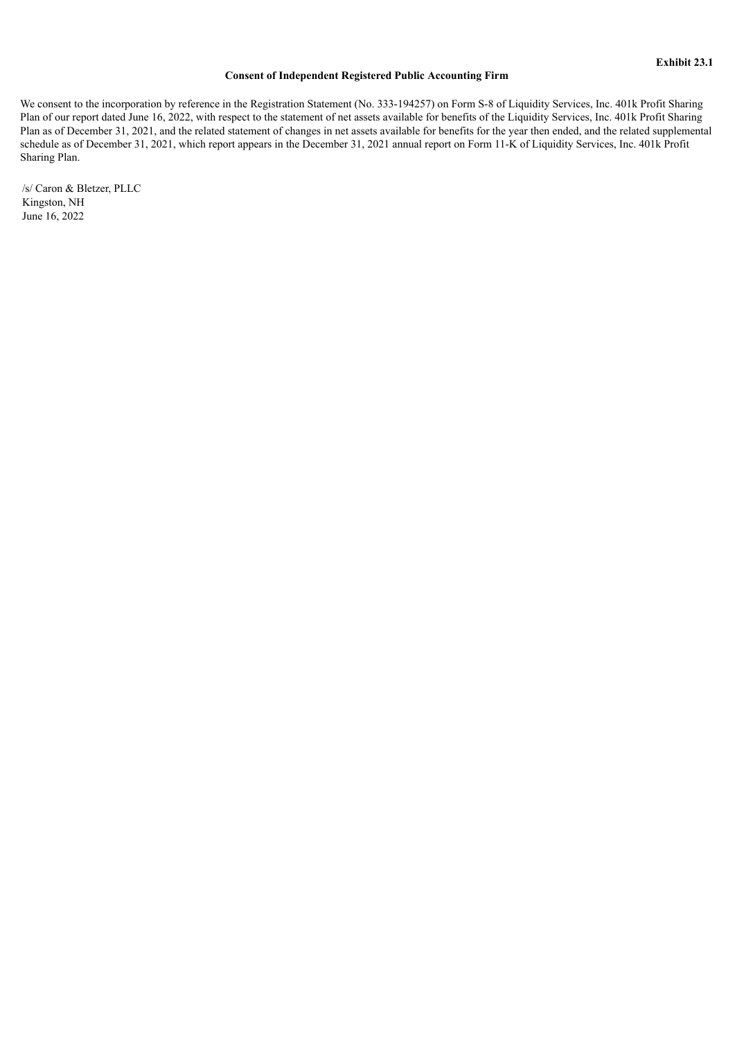**Exhibit 23.1**

**Consent of Independent Registered Public Accounting Firm**

We consent to the incorporation by reference in the Registration Statement (No. 333-194257) on Form S-8 of Liquidity Services, Inc. 401k Profit Sharing Plan of our report dated June 16, 2022, with respect to the statement of net assets available for benefits of the Liquidity Services, Inc. 401k Profit Sharing Plan as of December 31, 2021, and the related statement of changes in net assets available for benefits for the year then ended, and the related supplemental schedule as of December 31, 2021, which report appears in the December 31, 2021 annual report on Form 11-K of Liquidity Services, Inc. 401k Profit Sharing Plan.

/s/ Caron & Bletzer, PLLC
Kingston, NH
June 16, 2022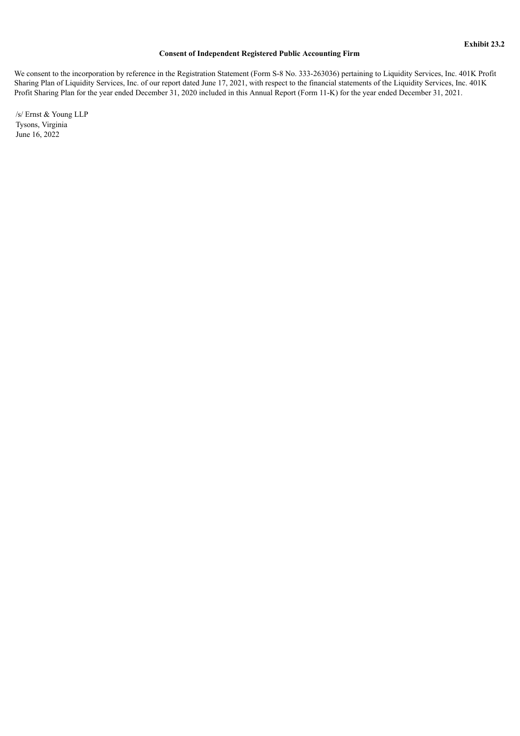**Exhibit 23.2**

**Consent of Independent Registered Public Accounting Firm**

We consent to the incorporation by reference in the Registration Statement (Form S-8 No. 333-263036) pertaining to Liquidity Services, Inc. 401K Profit Sharing Plan of Liquidity Services, Inc. of our report dated June 17, 2021, with respect to the financial statements of the Liquidity Services, Inc. 401K Profit Sharing Plan for the year ended December 31, 2020 included in this Annual Report (Form 11-K) for the year ended December 31, 2021.

/s/ Ernst & Young LLP
Tysons, Virginia
June 16, 2022